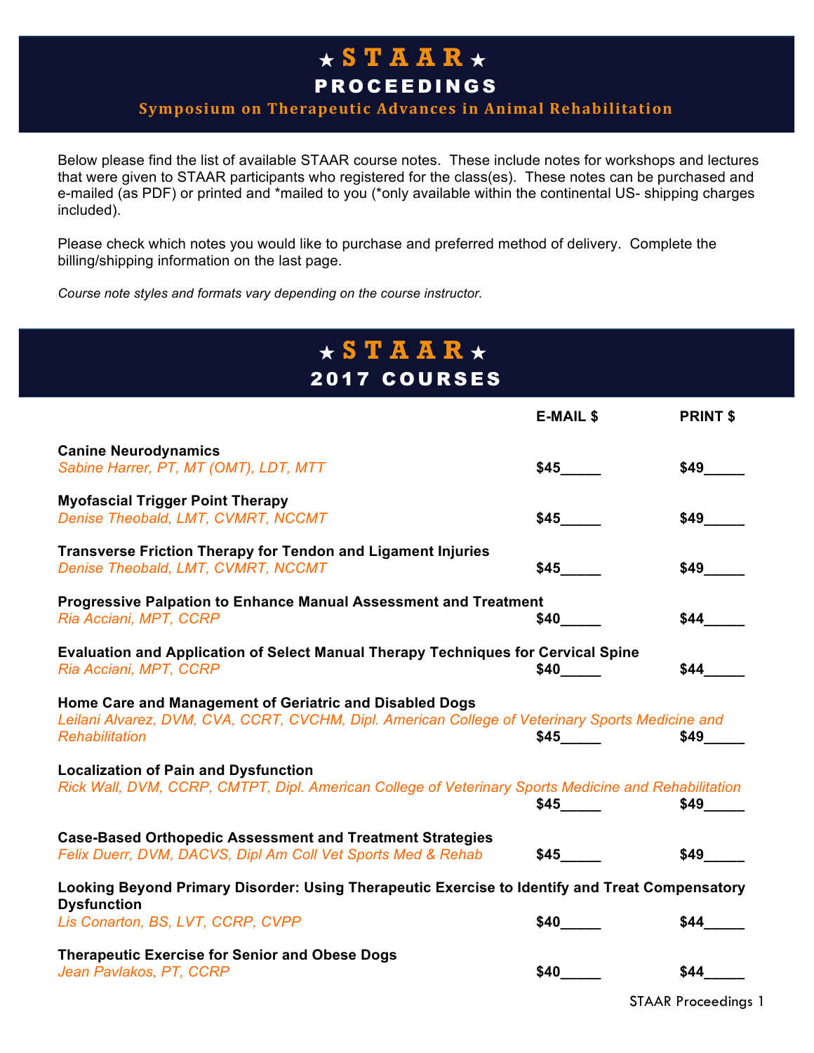# ★ STAAR ★
## PROCEEDINGS
### Symposium on Therapeutic Advances in Animal Rehabilitation

Below please find the list of available STAAR course notes. These include notes for workshops and lectures that were given to STAAR participants who registered for the class(es). These notes can be purchased and e-mailed (as PDF) or printed and *mailed to you (*only available within the continental US- shipping charges included).

Please check which notes you would like to purchase and preferred method of delivery. Complete the billing/shipping information on the last page.

*Course note styles and formats vary depending on the course instructor.*

# ★ STAAR ★
## 2017 COURSES

| | E-MAIL $ | PRINT $ |
|---|---|---|
| **Canine Neurodynamics**<br>*Sabine Harrer, PT, MT (OMT), LDT, MTT* | $45_____ | $49_____ |
| **Myofascial Trigger Point Therapy**<br>*Denise Theobald, LMT, CVMRT, NCCMT* | $45_____ | $49_____ |
| **Transverse Friction Therapy for Tendon and Ligament Injuries**<br>*Denise Theobald, LMT, CVMRT, NCCMT* | $45_____ | $49_____ |
| **Progressive Palpation to Enhance Manual Assessment and Treatment**<br>*Ria Acciani, MPT, CCRP* | $40_____ | $44_____ |
| **Evaluation and Application of Select Manual Therapy Techniques for Cervical Spine**<br>*Ria Acciani, MPT, CCRP* | $40_____ | $44_____ |
| **Home Care and Management of Geriatric and Disabled Dogs**<br>*Leilani Alvarez, DVM, CVA, CCRT, CVCHM, Dipl. American College of Veterinary Sports Medicine and Rehabilitation* | $45_____ | $49_____ |
| **Localization of Pain and Dysfunction**<br>*Rick Wall, DVM, CCRP, CMTPT, Dipl. American College of Veterinary Sports Medicine and Rehabilitation* | $45_____ | $49_____ |
| **Case-Based Orthopedic Assessment and Treatment Strategies**<br>*Felix Duerr, DVM, DACVS, Dipl Am Coll Vet Sports Med & Rehab* | $45_____ | $49_____ |
| **Looking Beyond Primary Disorder: Using Therapeutic Exercise to Identify and Treat Compensatory Dysfunction**<br>*Lis Conarton, BS, LVT, CCRP, CVPP* | $40_____ | $44_____ |
| **Therapeutic Exercise for Senior and Obese Dogs**<br>*Jean Pavlakos, PT, CCRP* | $40_____ | $44_____ |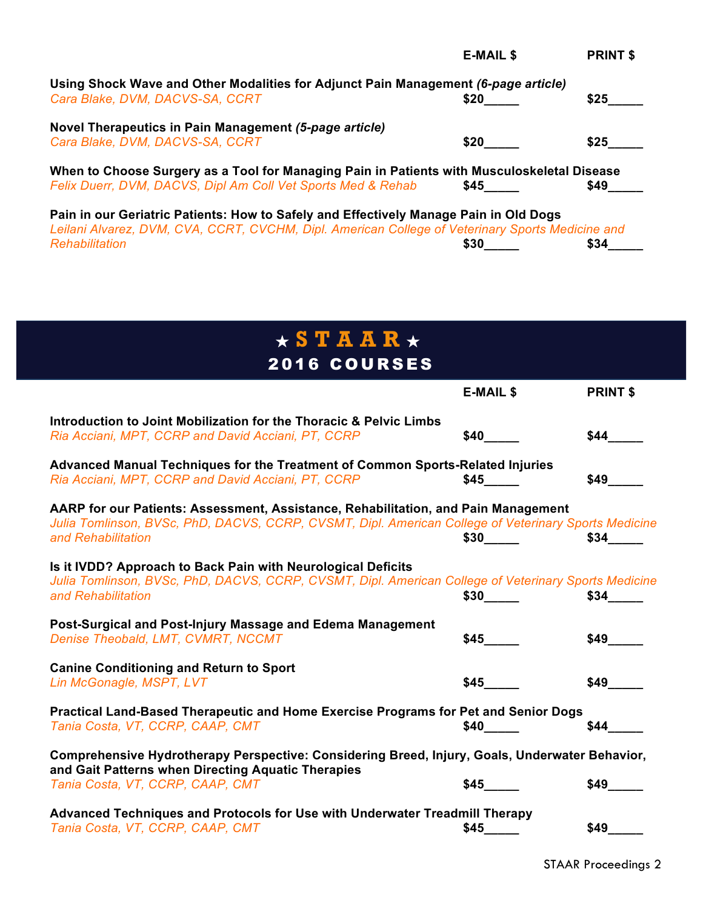| | E-MAIL $ | PRINT $ |
|---|---|---|
| **Using Shock Wave and Other Modalities for Adjunct Pain Management** ***(6-page article)***<br>*Cara Blake, DVM, DACVS-SA, CCRT* | $20_____ | $25_____ |
| **Novel Therapeutics in Pain Management** ***(5-page article)***<br>*Cara Blake, DVM, DACVS-SA, CCRT* | $20_____ | $25_____ |
| **When to Choose Surgery as a Tool for Managing Pain in Patients with Musculoskeletal Disease**<br>*Felix Duerr, DVM, DACVS, Dipl Am Coll Vet Sports Med & Rehab* | $45_____ | $49_____ |
| **Pain in our Geriatric Patients: How to Safely and Effectively Manage Pain in Old Dogs**<br>*Leilani Alvarez, DVM, CVA, CCRT, CVCHM, Dipl. American College of Veterinary Sports Medicine and Rehabilitation* | $30_____ | $34_____ |

# ★ STAAR ★
## 2016 COURSES

| | E-MAIL $ | PRINT $ |
|---|---|---|
| **Introduction to Joint Mobilization for the Thoracic & Pelvic Limbs**<br>*Ria Acciani, MPT, CCRP and David Acciani, PT, CCRP* | $40_____ | $44_____ |
| **Advanced Manual Techniques for the Treatment of Common Sports-Related Injuries**<br>*Ria Acciani, MPT, CCRP and David Acciani, PT, CCRP* | $45_____ | $49_____ |
| **AARP for our Patients: Assessment, Assistance, Rehabilitation, and Pain Management**<br>*Julia Tomlinson, BVSc, PhD, DACVS, CCRP, CVSMT, Dipl. American College of Veterinary Sports Medicine and Rehabilitation* | $30_____ | $34_____ |
| **Is it IVDD? Approach to Back Pain with Neurological Deficits**<br>*Julia Tomlinson, BVSc, PhD, DACVS, CCRP, CVSMT, Dipl. American College of Veterinary Sports Medicine and Rehabilitation* | $30_____ | $34_____ |
| **Post-Surgical and Post-Injury Massage and Edema Management**<br>*Denise Theobald, LMT, CVMRT, NCCMT* | $45_____ | $49_____ |
| **Canine Conditioning and Return to Sport**<br>*Lin McGonagle, MSPT, LVT* | $45_____ | $49_____ |
| **Practical Land-Based Therapeutic and Home Exercise Programs for Pet and Senior Dogs**<br>*Tania Costa, VT, CCRP, CAAP, CMT* | $40_____ | $44_____ |
| **Comprehensive Hydrotherapy Perspective: Considering Breed, Injury, Goals, Underwater Behavior, and Gait Patterns when Directing Aquatic Therapies**<br>*Tania Costa, VT, CCRP, CAAP, CMT* | $45_____ | $49_____ |
| **Advanced Techniques and Protocols for Use with Underwater Treadmill Therapy**<br>*Tania Costa, VT, CCRP, CAAP, CMT* | $45_____ | $49_____ |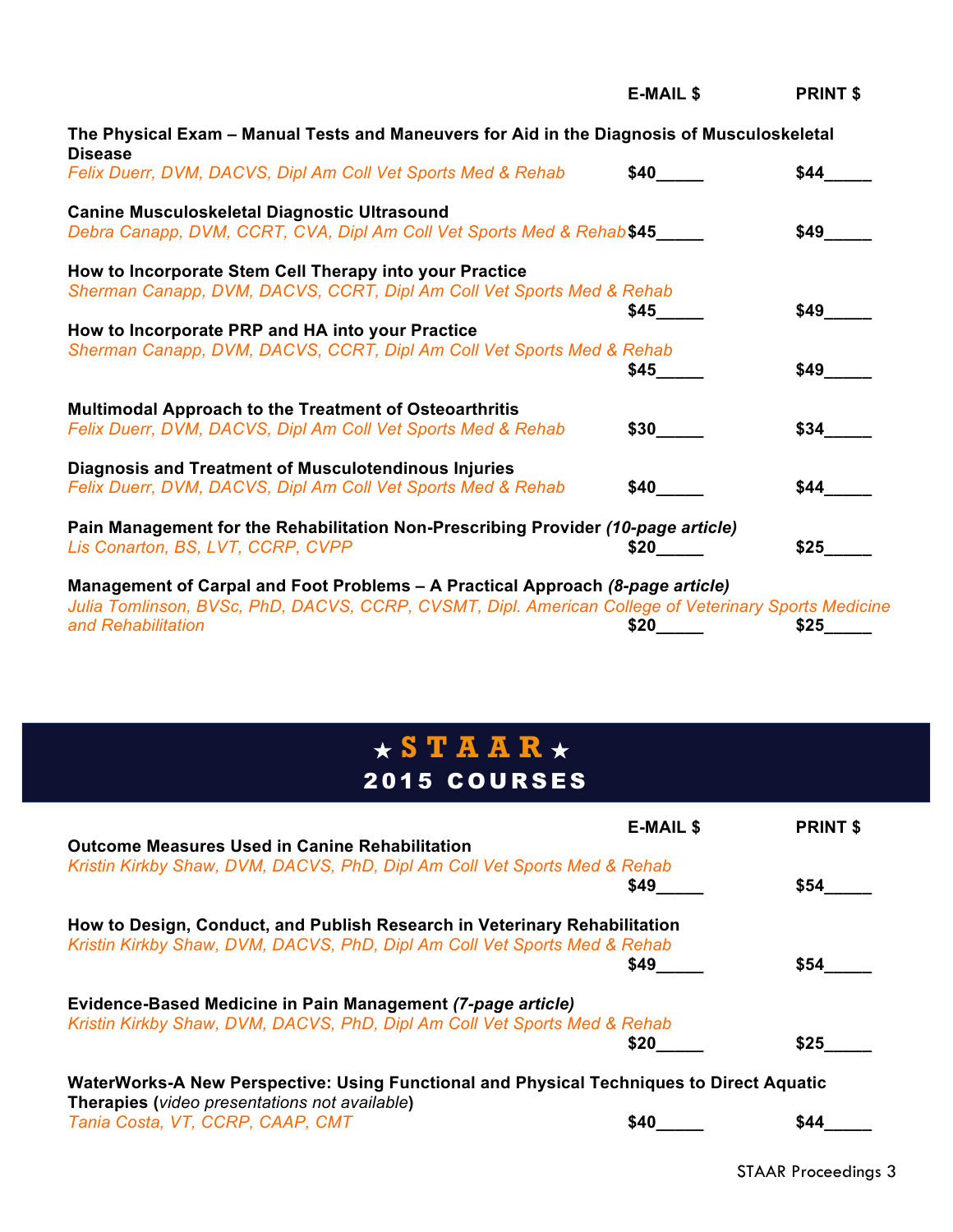| | E-MAIL $ | PRINT $ |
|---|---|---|
| **The Physical Exam – Manual Tests and Maneuvers for Aid in the Diagnosis of Musculoskeletal Disease**<br>*Felix Duerr, DVM, DACVS, Dipl Am Coll Vet Sports Med & Rehab* | $40_____ | $44_____ |
| **Canine Musculoskeletal Diagnostic Ultrasound**<br>*Debra Canapp, DVM, CCRT, CVA, Dipl Am Coll Vet Sports Med & Rehab* | $45_____ | $49_____ |
| **How to Incorporate Stem Cell Therapy into your Practice**<br>*Sherman Canapp, DVM, DACVS, CCRT, Dipl Am Coll Vet Sports Med & Rehab* | $45_____ | $49_____ |
| **How to Incorporate PRP and HA into your Practice**<br>*Sherman Canapp, DVM, DACVS, CCRT, Dipl Am Coll Vet Sports Med & Rehab* | $45_____ | $49_____ |
| **Multimodal Approach to the Treatment of Osteoarthritis**<br>*Felix Duerr, DVM, DACVS, Dipl Am Coll Vet Sports Med & Rehab* | $30_____ | $34_____ |
| **Diagnosis and Treatment of Musculotendinous Injuries**<br>*Felix Duerr, DVM, DACVS, Dipl Am Coll Vet Sports Med & Rehab* | $40_____ | $44_____ |
| **Pain Management for the Rehabilitation Non-Prescribing Provider** ***(10-page article)***<br>*Lis Conarton, BS, LVT, CCRP, CVPP* | $20_____ | $25_____ |
| **Management of Carpal and Foot Problems – A Practical Approach** ***(8-page article)***<br>*Julia Tomlinson, BVSc, PhD, DACVS, CCRP, CVSMT, Dipl. American College of Veterinary Sports Medicine and Rehabilitation* | $20_____ | $25_____ |

# ★ STAAR ★
## 2015 COURSES

| | E-MAIL $ | PRINT $ |
|---|---|---|
| **Outcome Measures Used in Canine Rehabilitation**<br>*Kristin Kirkby Shaw, DVM, DACVS, PhD, Dipl Am Coll Vet Sports Med & Rehab* | $49_____ | $54_____ |
| **How to Design, Conduct, and Publish Research in Veterinary Rehabilitation**<br>*Kristin Kirkby Shaw, DVM, DACVS, PhD, Dipl Am Coll Vet Sports Med & Rehab* | $49_____ | $54_____ |
| **Evidence-Based Medicine in Pain Management** ***(7-page article)***<br>*Kristin Kirkby Shaw, DVM, DACVS, PhD, Dipl Am Coll Vet Sports Med & Rehab* | $20_____ | $25_____ |
| **WaterWorks-A New Perspective: Using Functional and Physical Techniques to Direct Aquatic Therapies (***video presentations not available***)**<br>*Tania Costa, VT, CCRP, CAAP, CMT* | $40_____ | $44_____ |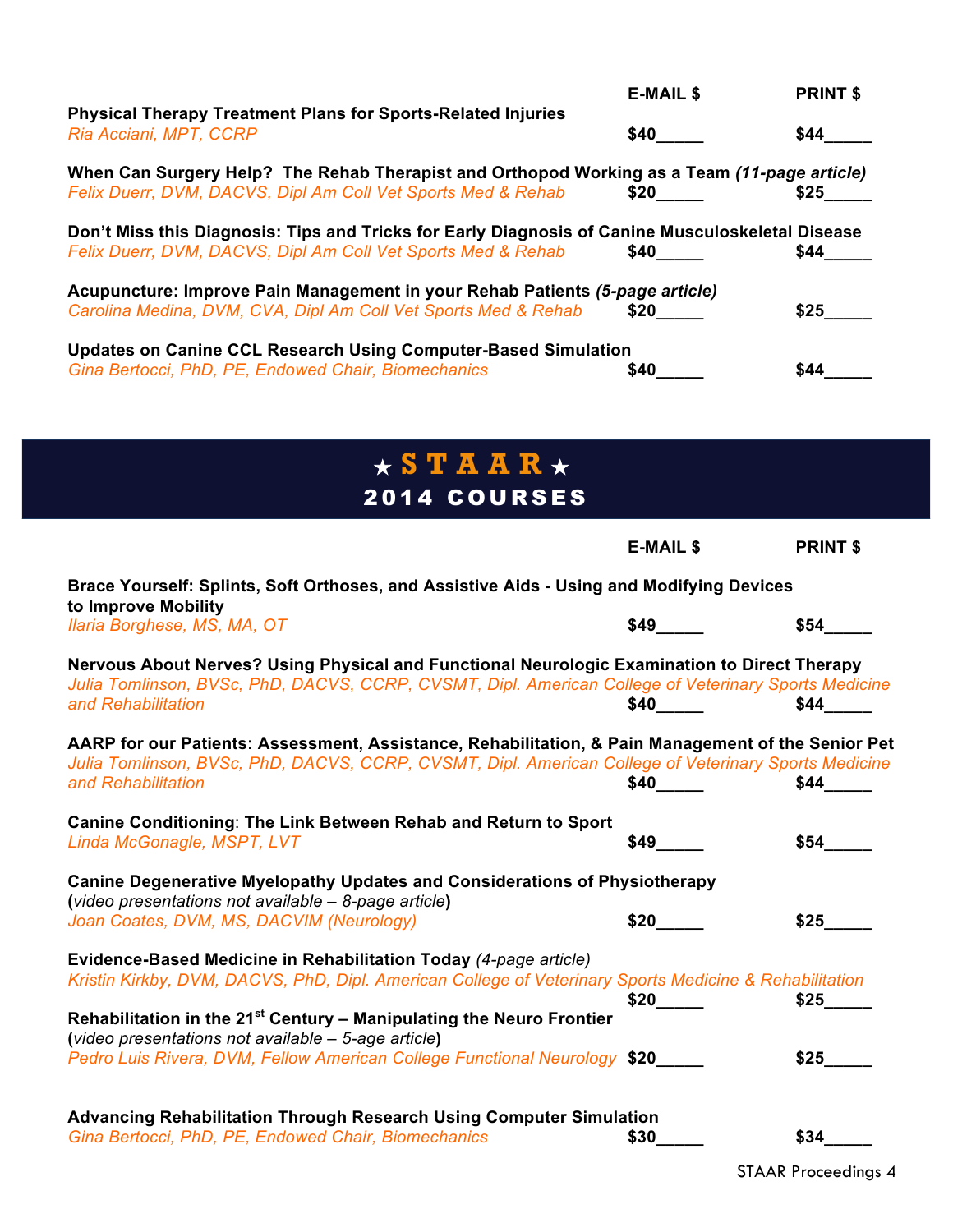| | E-MAIL $ | PRINT $ |
|---|---|---|
| **Physical Therapy Treatment Plans for Sports-Related Injuries**<br>*Ria Acciani, MPT, CCRP* | $40_____ | $44_____ |
| **When Can Surgery Help? The Rehab Therapist and Orthopod Working as a Team** ***(11-page article)***<br>*Felix Duerr, DVM, DACVS, Dipl Am Coll Vet Sports Med & Rehab* | $20_____ | $25_____ |
| **Don't Miss this Diagnosis: Tips and Tricks for Early Diagnosis of Canine Musculoskeletal Disease**<br>*Felix Duerr, DVM, DACVS, Dipl Am Coll Vet Sports Med & Rehab* | $40_____ | $44_____ |
| **Acupuncture: Improve Pain Management in your Rehab Patients** ***(5-page article)***<br>*Carolina Medina, DVM, CVA, Dipl Am Coll Vet Sports Med & Rehab* | $20_____ | $25_____ |
| **Updates on Canine CCL Research Using Computer-Based Simulation**<br>*Gina Bertocci, PhD, PE, Endowed Chair, Biomechanics* | $40_____ | $44_____ |

# ★ STAAR ★
## 2014 COURSES

| | E-MAIL $ | PRINT $ |
|---|---|---|
| **Brace Yourself: Splints, Soft Orthoses, and Assistive Aids - Using and Modifying Devices to Improve Mobility**<br>*Ilaria Borghese, MS, MA, OT* | $49_____ | $54_____ |
| **Nervous About Nerves? Using Physical and Functional Neurologic Examination to Direct Therapy**<br>*Julia Tomlinson, BVSc, PhD, DACVS, CCRP, CVSMT, Dipl. American College of Veterinary Sports Medicine and Rehabilitation* | $40_____ | $44_____ |
| **AARP for our Patients: Assessment, Assistance, Rehabilitation, & Pain Management of the Senior Pet**<br>*Julia Tomlinson, BVSc, PhD, DACVS, CCRP, CVSMT, Dipl. American College of Veterinary Sports Medicine and Rehabilitation* | $40_____ | $44_____ |
| **Canine Conditioning: The Link Between Rehab and Return to Sport**<br>*Linda McGonagle, MSPT, LVT* | $49_____ | $54_____ |
| **Canine Degenerative Myelopathy Updates and Considerations of Physiotherapy** (*video presentations not available – 8-page article*)<br>*Joan Coates, DVM, MS, DACVIM (Neurology)* | $20_____ | $25_____ |
| **Evidence-Based Medicine in Rehabilitation Today** *(4-page article)*<br>*Kristin Kirkby, DVM, DACVS, PhD, Dipl. American College of Veterinary Sports Medicine & Rehabilitation* | $20_____ | $25_____ |
| **Rehabilitation in the 21st Century – Manipulating the Neuro Frontier** (*video presentations not available – 5-age article*)<br>*Pedro Luis Rivera, DVM, Fellow American College Functional Neurology* | $20_____ | $25_____ |
| **Advancing Rehabilitation Through Research Using Computer Simulation**<br>*Gina Bertocci, PhD, PE, Endowed Chair, Biomechanics* | $30_____ | $34_____ |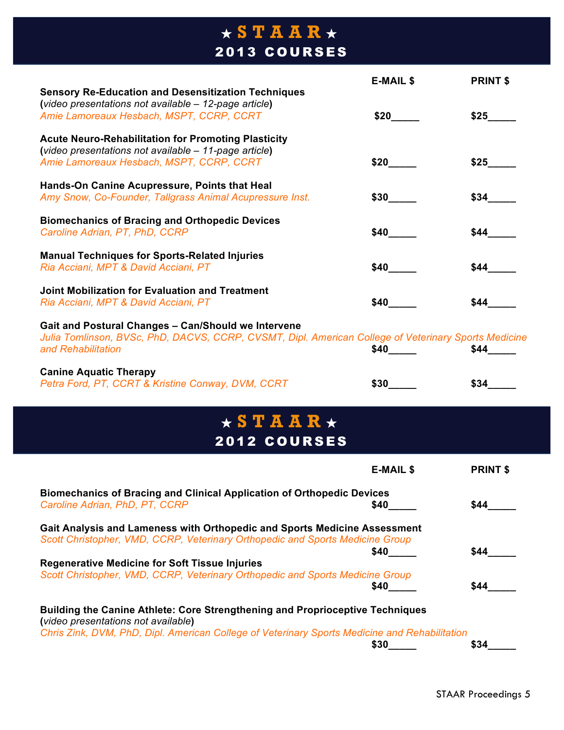# ★ STAAR ★
## 2013 COURSES

| | E-MAIL $ | PRINT $ |
|---|---|---|
| **Sensory Re-Education and Desensitization Techniques** (*video presentations not available – 12-page article*) *Amie Lamoreaux Hesbach, MSPT, CCRP, CCRT* | $20_____ | $25_____ |
| **Acute Neuro-Rehabilitation for Promoting Plasticity** (*video presentations not available – 11-page article*) *Amie Lamoreaux Hesbach, MSPT, CCRP, CCRT* | $20_____ | $25_____ |
| **Hands-On Canine Acupressure, Points that Heal** *Amy Snow, Co-Founder, Tallgrass Animal Acupressure Inst.* | $30_____ | $34_____ |
| **Biomechanics of Bracing and Orthopedic Devices** *Caroline Adrian, PT, PhD, CCRP* | $40_____ | $44_____ |
| **Manual Techniques for Sports-Related Injuries** *Ria Acciani, MPT & David Acciani, PT* | $40_____ | $44_____ |
| **Joint Mobilization for Evaluation and Treatment** *Ria Acciani, MPT & David Acciani, PT* | $40_____ | $44_____ |
| **Gait and Postural Changes – Can/Should we Intervene** *Julia Tomlinson, BVSc, PhD, DACVS, CCRP, CVSMT, Dipl. American College of Veterinary Sports Medicine and Rehabilitation* | $40_____ | $44_____ |
| **Canine Aquatic Therapy** *Petra Ford, PT, CCRT & Kristine Conway, DVM, CCRT* | $30_____ | $34_____ |

# ★ STAAR ★
## 2012 COURSES

| | E-MAIL $ | PRINT $ |
|---|---|---|
| **Biomechanics of Bracing and Clinical Application of Orthopedic Devices** *Caroline Adrian, PhD, PT, CCRP* | $40_____ | $44_____ |
| **Gait Analysis and Lameness with Orthopedic and Sports Medicine Assessment** *Scott Christopher, VMD, CCRP, Veterinary Orthopedic and Sports Medicine Group* | $40_____ | $44_____ |
| **Regenerative Medicine for Soft Tissue Injuries** *Scott Christopher, VMD, CCRP, Veterinary Orthopedic and Sports Medicine Group* | $40_____ | $44_____ |
| **Building the Canine Athlete: Core Strengthening and Proprioceptive Techniques** (*video presentations not available*) *Chris Zink, DVM, PhD, Dipl. American College of Veterinary Sports Medicine and Rehabilitation* | $30_____ | $34_____ |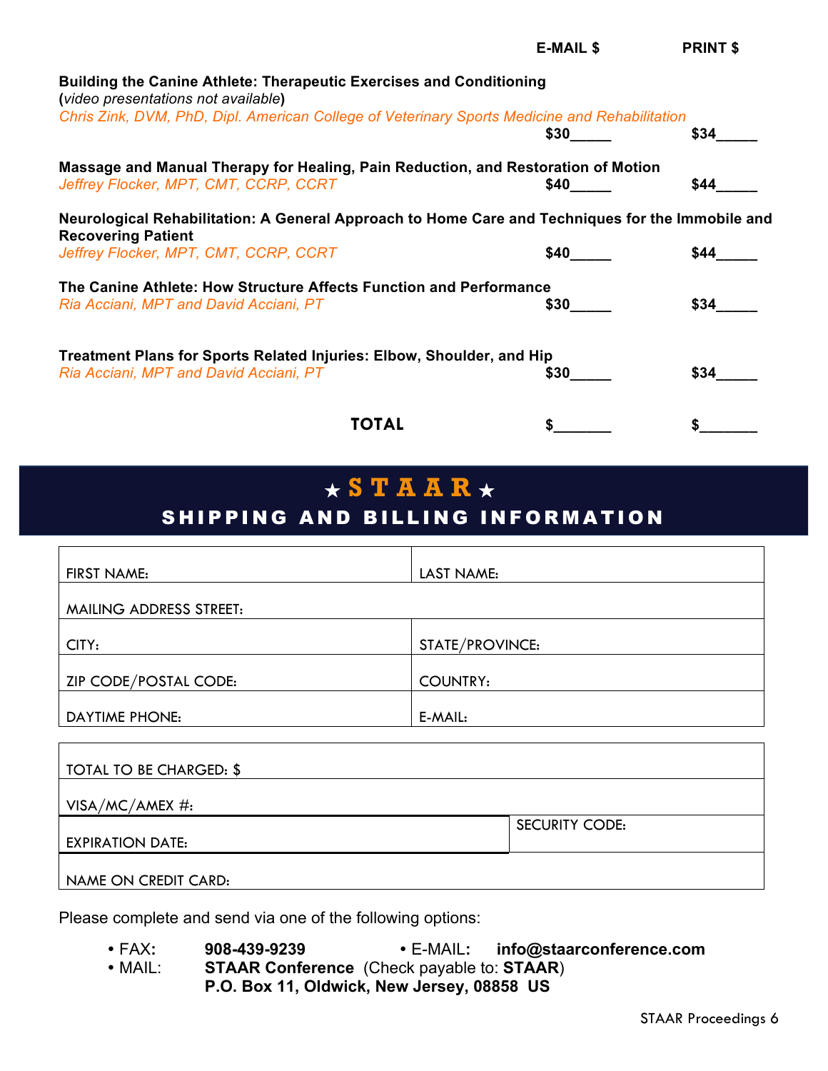| | E-MAIL $ | PRINT $ |
|---|---|---|
| **Building the Canine Athlete: Therapeutic Exercises and Conditioning** (*video presentations not available*)<br>*Chris Zink, DVM, PhD, Dipl. American College of Veterinary Sports Medicine and Rehabilitation* | $30_____ | $34_____ |
| **Massage and Manual Therapy for Healing, Pain Reduction, and Restoration of Motion**<br>*Jeffrey Flocker, MPT, CMT, CCRP, CCRT* | $40_____ | $44_____ |
| **Neurological Rehabilitation: A General Approach to Home Care and Techniques for the Immobile and Recovering Patient**<br>*Jeffrey Flocker, MPT, CMT, CCRP, CCRT* | $40_____ | $44_____ |
| **The Canine Athlete: How Structure Affects Function and Performance**<br>*Ria Acciani, MPT and David Acciani, PT* | $30_____ | $34_____ |
| **Treatment Plans for Sports Related Injuries: Elbow, Shoulder, and Hip**<br>*Ria Acciani, MPT and David Acciani, PT* | $30_____ | $34_____ |
| **TOTAL** | $_______ | $_______ |

# ★ STAAR ★

## SHIPPING AND BILLING INFORMATION

| | |
|---|---|
| FIRST NAME: | LAST NAME: |
| MAILING ADDRESS STREET: | |
| CITY: | STATE/PROVINCE: |
| ZIP CODE/POSTAL CODE: | COUNTRY: |
| DAYTIME PHONE: | E-MAIL: |

| | |
|---|---|
| TOTAL TO BE CHARGED: $ | |
| VISA/MC/AMEX #: | |
| EXPIRATION DATE: | SECURITY CODE: |
| NAME ON CREDIT CARD: | |

Please complete and send via one of the following options:

- FAX: **908-439-9239**
- E-MAIL: **info@staarconference.com**
- MAIL: **STAAR Conference** (Check payable to: **STAAR**)
  **P.O. Box 11, Oldwick, New Jersey, 08858 US**